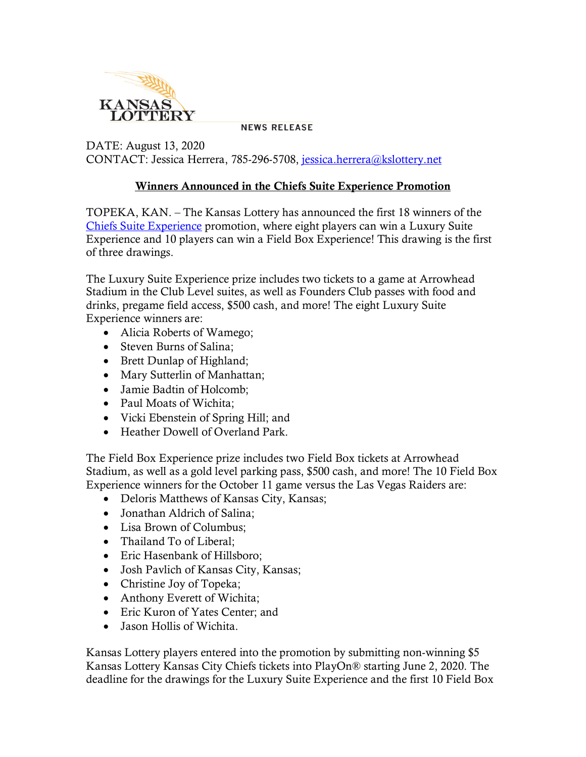KANSAS LOTTERY

NEWS RELEASE

DATE: August 13, 2020
CONTACT: Jessica Herrera, 785-296-5708, jessica.herrera@kslottery.net

## Winners Announced in the Chiefs Suite Experience Promotion

TOPEKA, KAN. – The Kansas Lottery has announced the first 18 winners of the Chiefs Suite Experience promotion, where eight players can win a Luxury Suite Experience and 10 players can win a Field Box Experience! This drawing is the first of three drawings.

The Luxury Suite Experience prize includes two tickets to a game at Arrowhead Stadium in the Club Level suites, as well as Founders Club passes with food and drinks, pregame field access, $500 cash, and more! The eight Luxury Suite Experience winners are:

- Alicia Roberts of Wamego;
- Steven Burns of Salina;
- Brett Dunlap of Highland;
- Mary Sutterlin of Manhattan;
- Jamie Badtin of Holcomb;
- Paul Moats of Wichita;
- Vicki Ebenstein of Spring Hill; and
- Heather Dowell of Overland Park.

The Field Box Experience prize includes two Field Box tickets at Arrowhead Stadium, as well as a gold level parking pass, $500 cash, and more! The 10 Field Box Experience winners for the October 11 game versus the Las Vegas Raiders are:

- Deloris Matthews of Kansas City, Kansas;
- Jonathan Aldrich of Salina;
- Lisa Brown of Columbus;
- Thailand To of Liberal;
- Eric Hasenbank of Hillsboro;
- Josh Pavlich of Kansas City, Kansas;
- Christine Joy of Topeka;
- Anthony Everett of Wichita;
- Eric Kuron of Yates Center; and
- Jason Hollis of Wichita.

Kansas Lottery players entered into the promotion by submitting non-winning $5 Kansas Lottery Kansas City Chiefs tickets into PlayOn® starting June 2, 2020. The deadline for the drawings for the Luxury Suite Experience and the first 10 Field Box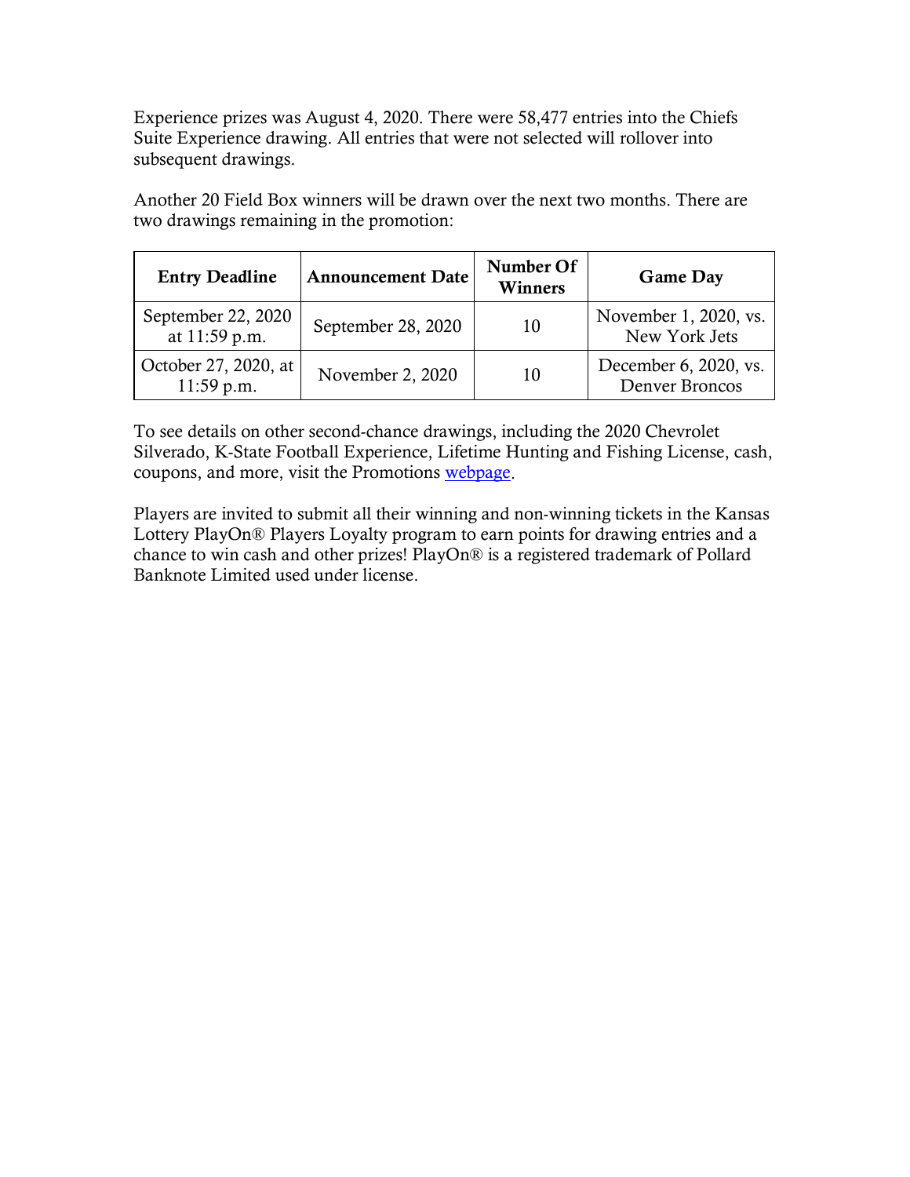Experience prizes was August 4, 2020. There were 58,477 entries into the Chiefs Suite Experience drawing. All entries that were not selected will rollover into subsequent drawings.

Another 20 Field Box winners will be drawn over the next two months. There are two drawings remaining in the promotion:

| Entry Deadline | Announcement Date | Number Of Winners | Game Day |
|---|---|---|---|
| September 22, 2020 at 11:59 p.m. | September 28, 2020 | 10 | November 1, 2020, vs. New York Jets |
| October 27, 2020, at 11:59 p.m. | November 2, 2020 | 10 | December 6, 2020, vs. Denver Broncos |

To see details on other second-chance drawings, including the 2020 Chevrolet Silverado, K-State Football Experience, Lifetime Hunting and Fishing License, cash, coupons, and more, visit the Promotions webpage.

Players are invited to submit all their winning and non-winning tickets in the Kansas Lottery PlayOn® Players Loyalty program to earn points for drawing entries and a chance to win cash and other prizes! PlayOn® is a registered trademark of Pollard Banknote Limited used under license.